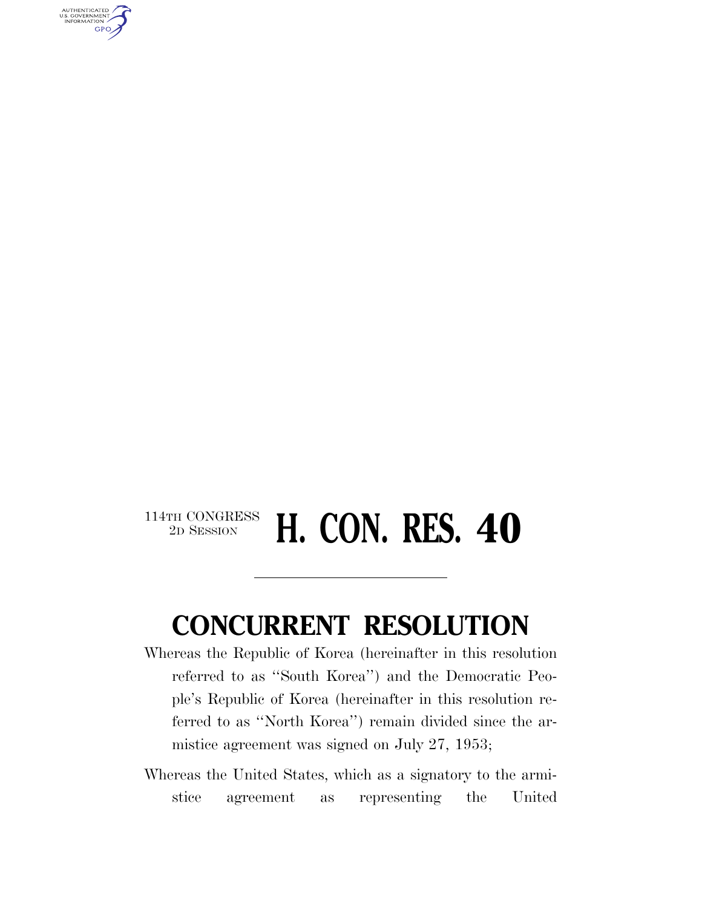114TH CONGRESS
2D SESSION

# H. CON. RES. 40

## CONCURRENT RESOLUTION

Whereas the Republic of Korea (hereinafter in this resolution referred to as ''South Korea'') and the Democratic People's Republic of Korea (hereinafter in this resolution referred to as ''North Korea'') remain divided since the armistice agreement was signed on July 27, 1953;

Whereas the United States, which as a signatory to the armistice agreement as representing the United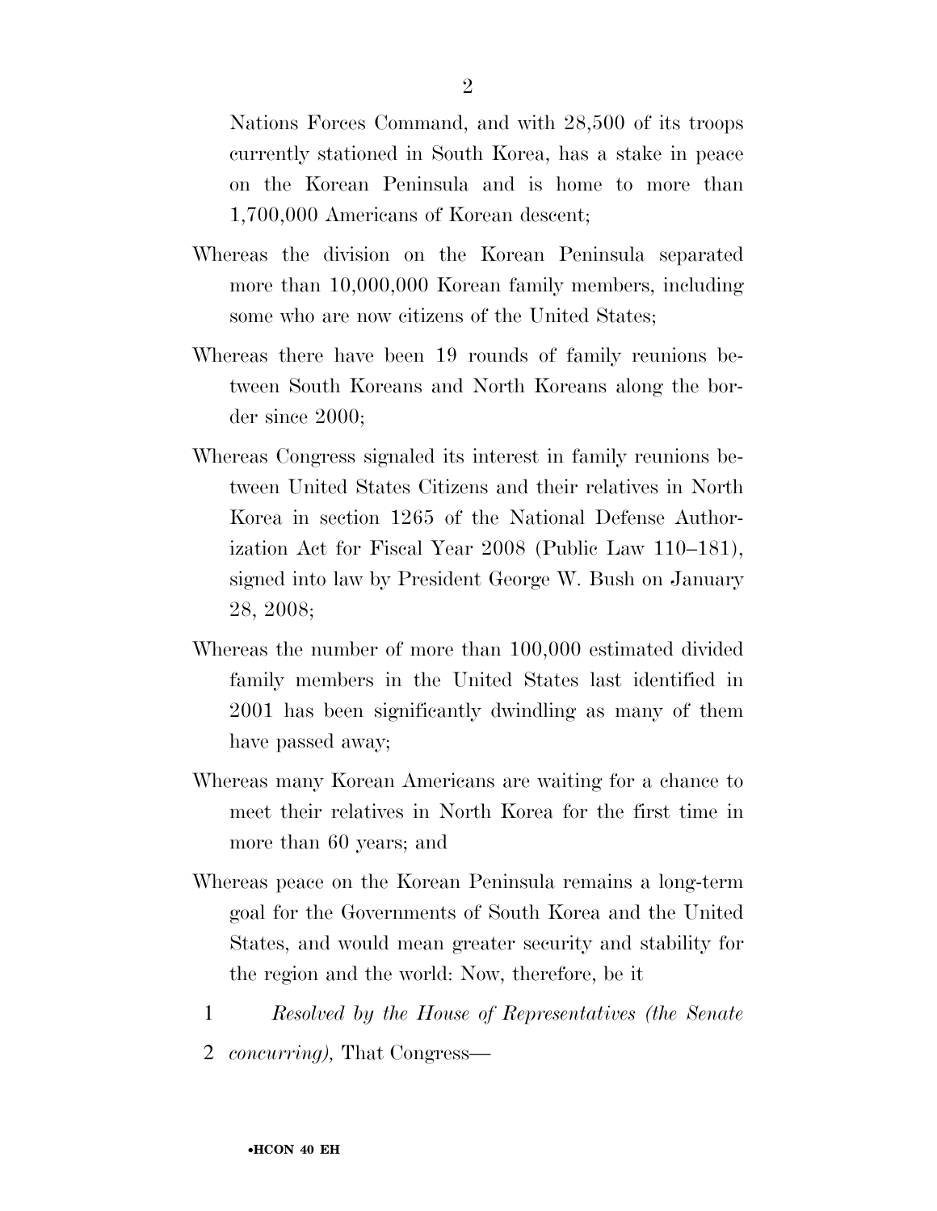Nations Forces Command, and with 28,500 of its troops currently stationed in South Korea, has a stake in peace on the Korean Peninsula and is home to more than 1,700,000 Americans of Korean descent;

Whereas the division on the Korean Peninsula separated more than 10,000,000 Korean family members, including some who are now citizens of the United States;

Whereas there have been 19 rounds of family reunions between South Koreans and North Koreans along the border since 2000;

Whereas Congress signaled its interest in family reunions between United States Citizens and their relatives in North Korea in section 1265 of the National Defense Authorization Act for Fiscal Year 2008 (Public Law 110–181), signed into law by President George W. Bush on January 28, 2008;

Whereas the number of more than 100,000 estimated divided family members in the United States last identified in 2001 has been significantly dwindling as many of them have passed away;

Whereas many Korean Americans are waiting for a chance to meet their relatives in North Korea for the first time in more than 60 years; and

Whereas peace on the Korean Peninsula remains a long-term goal for the Governments of South Korea and the United States, and would mean greater security and stability for the region and the world: Now, therefore, be it

1 *Resolved by the House of Representatives (the Senate*
2 *concurring),* That Congress—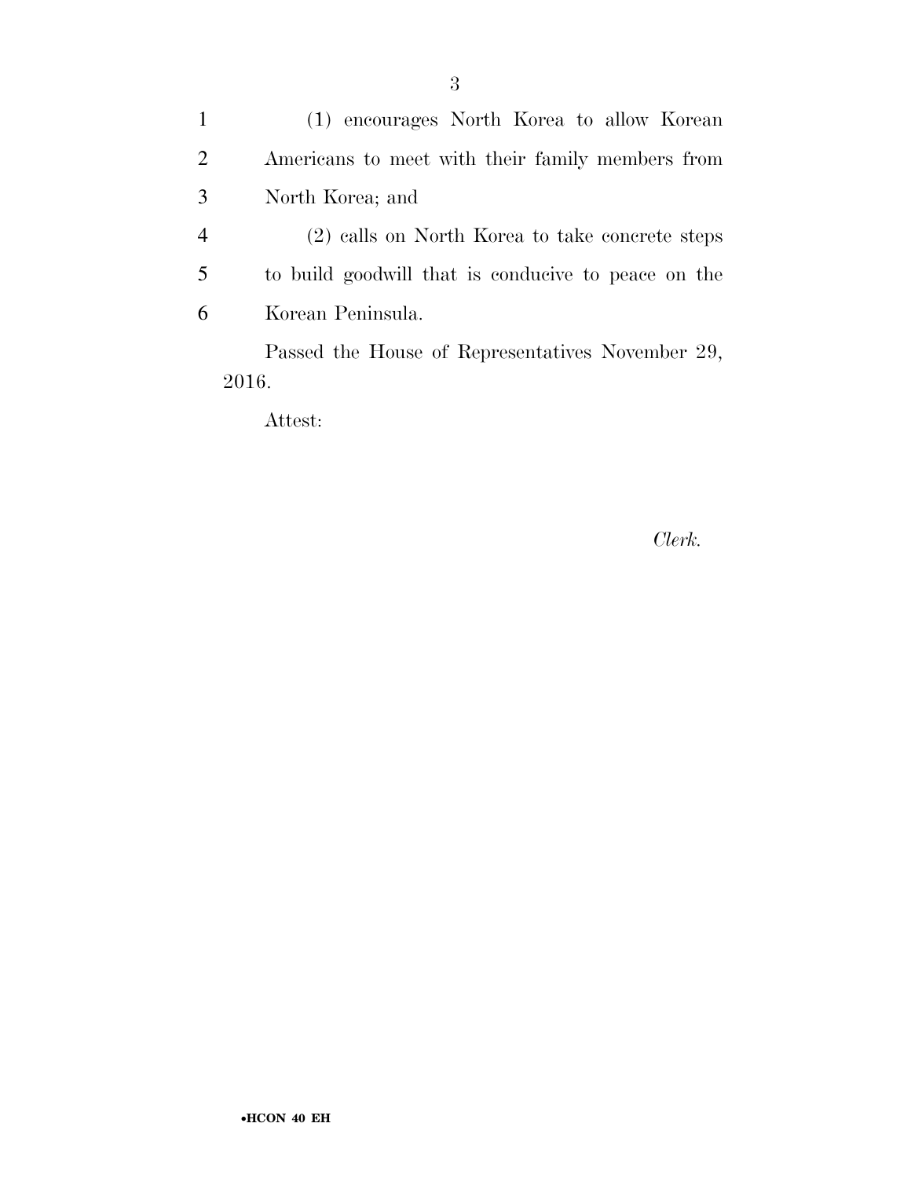(1) encourages North Korea to allow Korean Americans to meet with their family members from North Korea; and

(2) calls on North Korea to take concrete steps to build goodwill that is conducive to peace on the Korean Peninsula.

Passed the House of Representatives November 29, 2016.

Attest:

*Clerk.*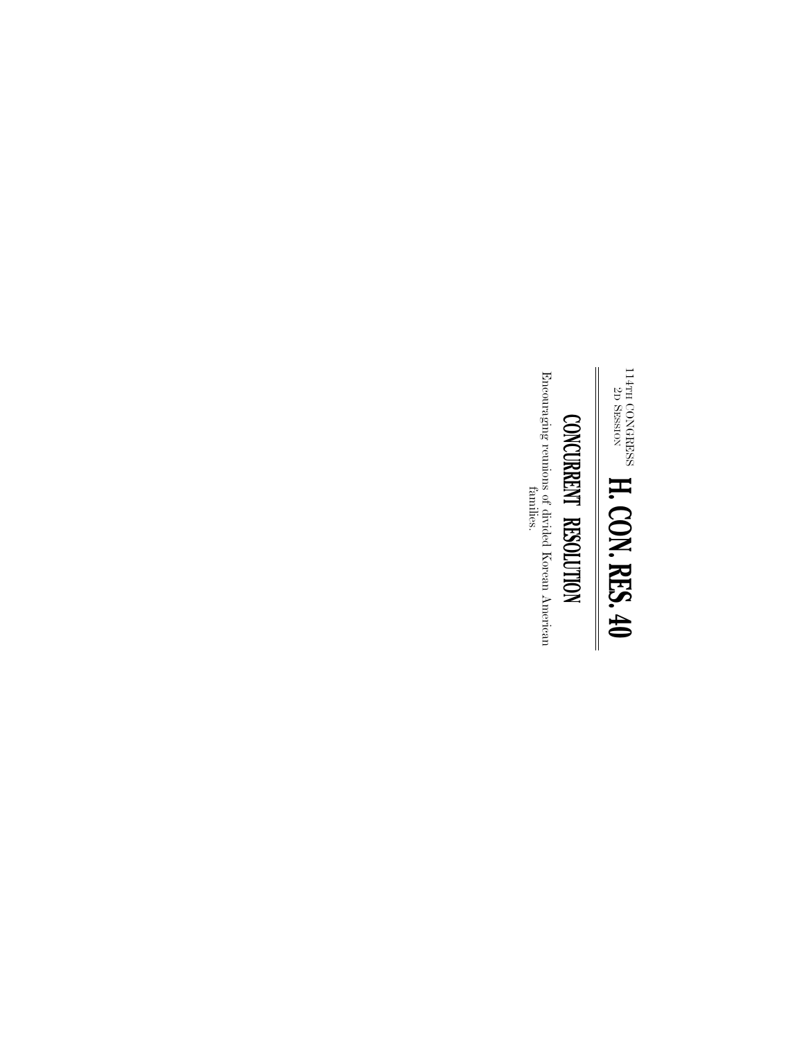114TH CONGRESS
2D SESSION

# H. CON. RES. 40

## CONCURRENT RESOLUTION

Encouraging reunions of divided Korean American families.